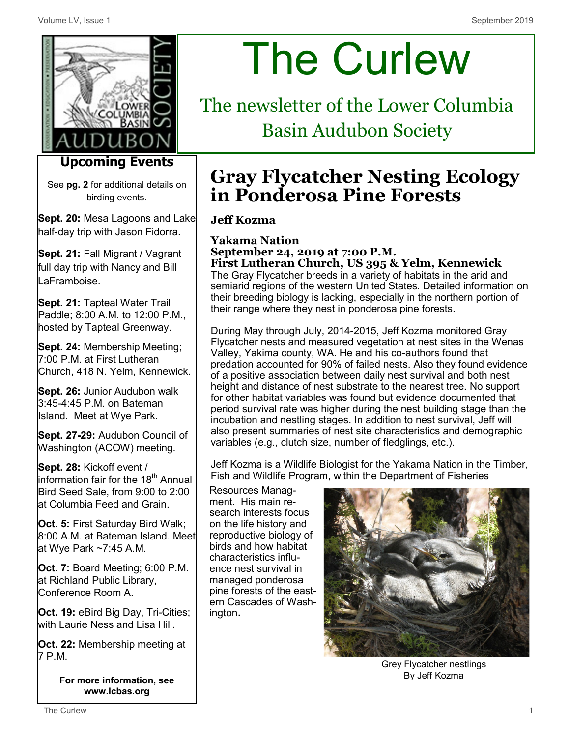# The Curlew

## The newsletter of the Lower Columbia Basin Audubon Society

# Gray Flycatcher Nesting Ecology in Ponderosa Pine Forests

**Jeff Kozma**

**Yakama Nation**
**September 24, 2019 at 7:00 P.M.**
**First Lutheran Church, US 395 & Yelm, Kennewick**

The Gray Flycatcher breeds in a variety of habitats in the arid and semiarid regions of the western United States. Detailed information on their breeding biology is lacking, especially in the northern portion of their range where they nest in ponderosa pine forests.

During May through July, 2014-2015, Jeff Kozma monitored Gray Flycatcher nests and measured vegetation at nest sites in the Wenas Valley, Yakima county, WA. He and his co-authors found that predation accounted for 90% of failed nests. Also they found evidence of a positive association between daily nest survival and both nest height and distance of nest substrate to the nearest tree. No support for other habitat variables was found but evidence documented that period survival rate was higher during the nest building stage than the incubation and nestling stages. In addition to nest survival, Jeff will also present summaries of nest site characteristics and demographic variables (e.g., clutch size, number of fledglings, etc.).

Jeff Kozma is a Wildlife Biologist for the Yakama Nation in the Timber, Fish and Wildlife Program, within the Department of Fisheries Resources Management. His main research interests focus on the life history and reproductive biology of birds and how habitat characteristics influence nest survival in managed ponderosa pine forests of the eastern Cascades of Washington.

Grey Flycatcher nestlings
By Jeff Kozma

## Upcoming Events

See **pg. 2** for additional details on birding events.

**Sept. 20:** Mesa Lagoons and Lake half-day trip with Jason Fidorra.

**Sept. 21:** Fall Migrant / Vagrant full day trip with Nancy and Bill LaFramboise.

**Sept. 21:** Tapteal Water Trail Paddle; 8:00 A.M. to 12:00 P.M., hosted by Tapteal Greenway.

**Sept. 24:** Membership Meeting; 7:00 P.M. at First Lutheran Church, 418 N. Yelm, Kennewick.

**Sept. 26:** Junior Audubon walk 3:45-4:45 P.M. on Bateman Island. Meet at Wye Park.

**Sept. 27-29:** Audubon Council of Washington (ACOW) meeting.

**Sept. 28:** Kickoff event / information fair for the 18th Annual Bird Seed Sale, from 9:00 to 2:00 at Columbia Feed and Grain.

**Oct. 5:** First Saturday Bird Walk; 8:00 A.M. at Bateman Island. Meet at Wye Park ~7:45 A.M.

**Oct. 7:** Board Meeting; 6:00 P.M. at Richland Public Library, Conference Room A.

**Oct. 19:** eBird Big Day, Tri-Cities; with Laurie Ness and Lisa Hill.

**Oct. 22:** Membership meeting at 7 P.M.

**For more information, see www.lcbas.org**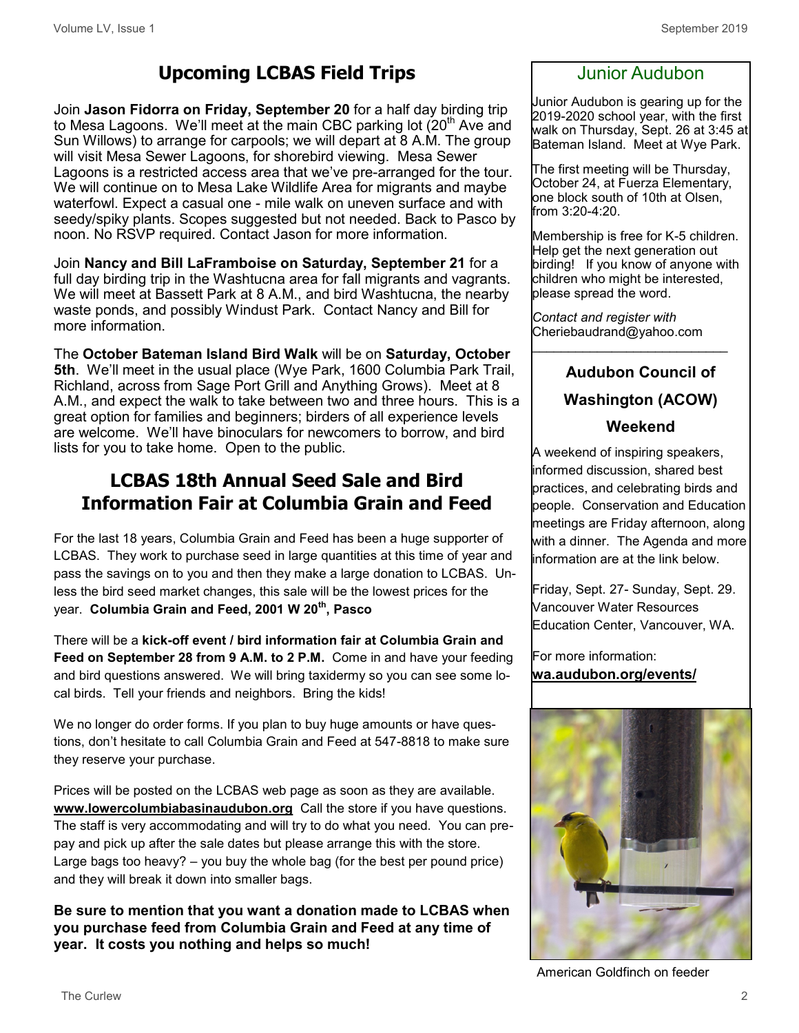## Upcoming LCBAS Field Trips

Join **Jason Fidorra on Friday, September 20** for a half day birding trip to Mesa Lagoons. We'll meet at the main CBC parking lot (20th Ave and Sun Willows) to arrange for carpools; we will depart at 8 A.M. The group will visit Mesa Sewer Lagoons, for shorebird viewing. Mesa Sewer Lagoons is a restricted access area that we've pre-arranged for the tour. We will continue on to Mesa Lake Wildlife Area for migrants and maybe waterfowl. Expect a casual one - mile walk on uneven surface and with seedy/spiky plants. Scopes suggested but not needed. Back to Pasco by noon. No RSVP required. Contact Jason for more information.

Join **Nancy and Bill LaFramboise on Saturday, September 21** for a full day birding trip in the Washtucna area for fall migrants and vagrants. We will meet at Bassett Park at 8 A.M., and bird Washtucna, the nearby waste ponds, and possibly Windust Park. Contact Nancy and Bill for more information.

The **October Bateman Island Bird Walk** will be on **Saturday, October 5th**. We'll meet in the usual place (Wye Park, 1600 Columbia Park Trail, Richland, across from Sage Port Grill and Anything Grows). Meet at 8 A.M., and expect the walk to take between two and three hours. This is a great option for families and beginners; birders of all experience levels are welcome. We'll have binoculars for newcomers to borrow, and bird lists for you to take home. Open to the public.

## LCBAS 18th Annual Seed Sale and Bird Information Fair at Columbia Grain and Feed

For the last 18 years, Columbia Grain and Feed has been a huge supporter of LCBAS. They work to purchase seed in large quantities at this time of year and pass the savings on to you and then they make a large donation to LCBAS. Unless the bird seed market changes, this sale will be the lowest prices for the year. **Columbia Grain and Feed, 2001 W 20th, Pasco**

There will be a **kick-off event / bird information fair at Columbia Grain and Feed on September 28 from 9 A.M. to 2 P.M.** Come in and have your feeding and bird questions answered. We will bring taxidermy so you can see some local birds. Tell your friends and neighbors. Bring the kids!

We no longer do order forms. If you plan to buy huge amounts or have questions, don't hesitate to call Columbia Grain and Feed at 547-8818 to make sure they reserve your purchase.

Prices will be posted on the LCBAS web page as soon as they are available. **www.lowercolumbiabasinaudubon.org** Call the store if you have questions. The staff is very accommodating and will try to do what you need. You can prepay and pick up after the sale dates but please arrange this with the store. Large bags too heavy? – you buy the whole bag (for the best per pound price) and they will break it down into smaller bags.

**Be sure to mention that you want a donation made to LCBAS when you purchase feed from Columbia Grain and Feed at any time of year. It costs you nothing and helps so much!**

## Junior Audubon

Junior Audubon is gearing up for the 2019-2020 school year, with the first walk on Thursday, Sept. 26 at 3:45 at Bateman Island. Meet at Wye Park.

The first meeting will be Thursday, October 24, at Fuerza Elementary, one block south of 10th at Olsen, from 3:20-4:20.

Membership is free for K-5 children. Help get the next generation out birding! If you know of anyone with children who might be interested, please spread the word.

*Contact and register with* Cheriebaudrand@yahoo.com

## Audubon Council of Washington (ACOW) Weekend

A weekend of inspiring speakers, informed discussion, shared best practices, and celebrating birds and people. Conservation and Education meetings are Friday afternoon, along with a dinner. The Agenda and more information are at the link below.

Friday, Sept. 27- Sunday, Sept. 29. Vancouver Water Resources Education Center, Vancouver, WA.

For more information: **wa.audubon.org/events/**

American Goldfinch on feeder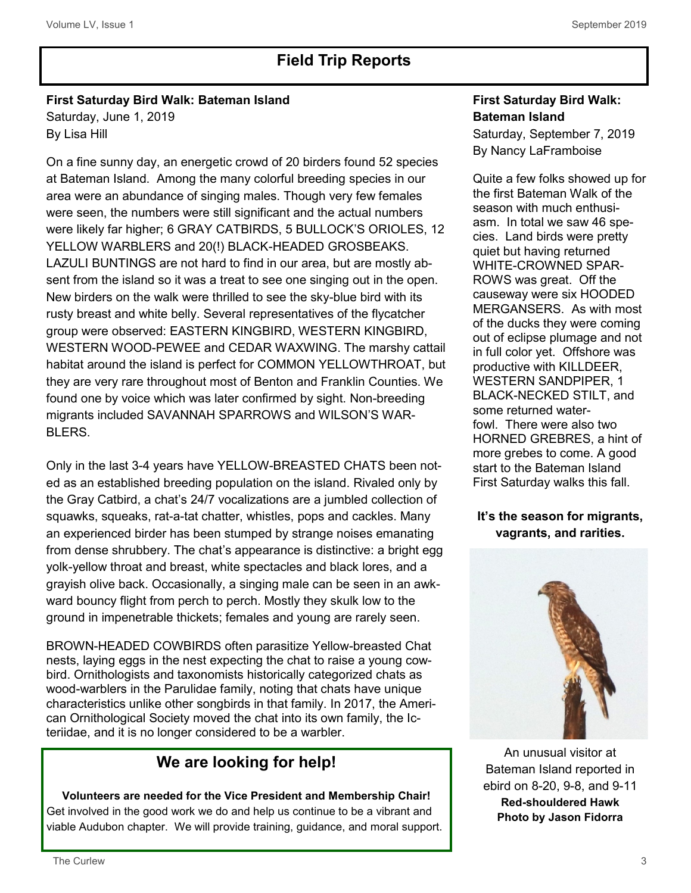# Field Trip Reports

**First Saturday Bird Walk: Bateman Island**
Saturday, June 1, 2019
By Lisa Hill

On a fine sunny day, an energetic crowd of 20 birders found 52 species at Bateman Island. Among the many colorful breeding species in our area were an abundance of singing males. Though very few females were seen, the numbers were still significant and the actual numbers were likely far higher; 6 GRAY CATBIRDS, 5 BULLOCK'S ORIOLES, 12 YELLOW WARBLERS and 20(!) BLACK-HEADED GROSBEAKS. LAZULI BUNTINGS are not hard to find in our area, but are mostly absent from the island so it was a treat to see one singing out in the open. New birders on the walk were thrilled to see the sky-blue bird with its rusty breast and white belly. Several representatives of the flycatcher group were observed: EASTERN KINGBIRD, WESTERN KINGBIRD, WESTERN WOOD-PEWEE and CEDAR WAXWING. The marshy cattail habitat around the island is perfect for COMMON YELLOWTHROAT, but they are very rare throughout most of Benton and Franklin Counties. We found one by voice which was later confirmed by sight. Non-breeding migrants included SAVANNAH SPARROWS and WILSON'S WARBLERS.

Only in the last 3-4 years have YELLOW-BREASTED CHATS been noted as an established breeding population on the island. Rivaled only by the Gray Catbird, a chat's 24/7 vocalizations are a jumbled collection of squawks, squeaks, rat-a-tat chatter, whistles, pops and cackles. Many an experienced birder has been stumped by strange noises emanating from dense shrubbery. The chat's appearance is distinctive: a bright egg yolk-yellow throat and breast, white spectacles and black lores, and a grayish olive back. Occasionally, a singing male can be seen in an awkward bouncy flight from perch to perch. Mostly they skulk low to the ground in impenetrable thickets; females and young are rarely seen.

BROWN-HEADED COWBIRDS often parasitize Yellow-breasted Chat nests, laying eggs in the nest expecting the chat to raise a young cowbird. Ornithologists and taxonomists historically categorized chats as wood-warblers in the Parulidae family, noting that chats have unique characteristics unlike other songbirds in that family. In 2017, the American Ornithological Society moved the chat into its own family, the Icteriidae, and it is no longer considered to be a warbler.

## We are looking for help!

**Volunteers are needed for the Vice President and Membership Chair!**
Get involved in the good work we do and help us continue to be a vibrant and viable Audubon chapter. We will provide training, guidance, and moral support.

**First Saturday Bird Walk: Bateman Island**
Saturday, September 7, 2019
By Nancy LaFramboise

Quite a few folks showed up for the first Bateman Walk of the season with much enthusiasm. In total we saw 46 species. Land birds were pretty quiet but having returned WHITE-CROWNED SPARROWS was great. Off the causeway were six HOODED MERGANSERS. As with most of the ducks they were coming out of eclipse plumage and not in full color yet. Offshore was productive with KILLDEER, WESTERN SANDPIPER, 1 BLACK-NECKED STILT, and some returned waterfowl. There were also two HORNED GREBRES, a hint of more grebes to come. A good start to the Bateman Island First Saturday walks this fall.

**It's the season for migrants, vagrants, and rarities.**

An unusual visitor at Bateman Island reported in ebird on 8-20, 9-8, and 9-11
**Red-shouldered Hawk**
**Photo by Jason Fidorra**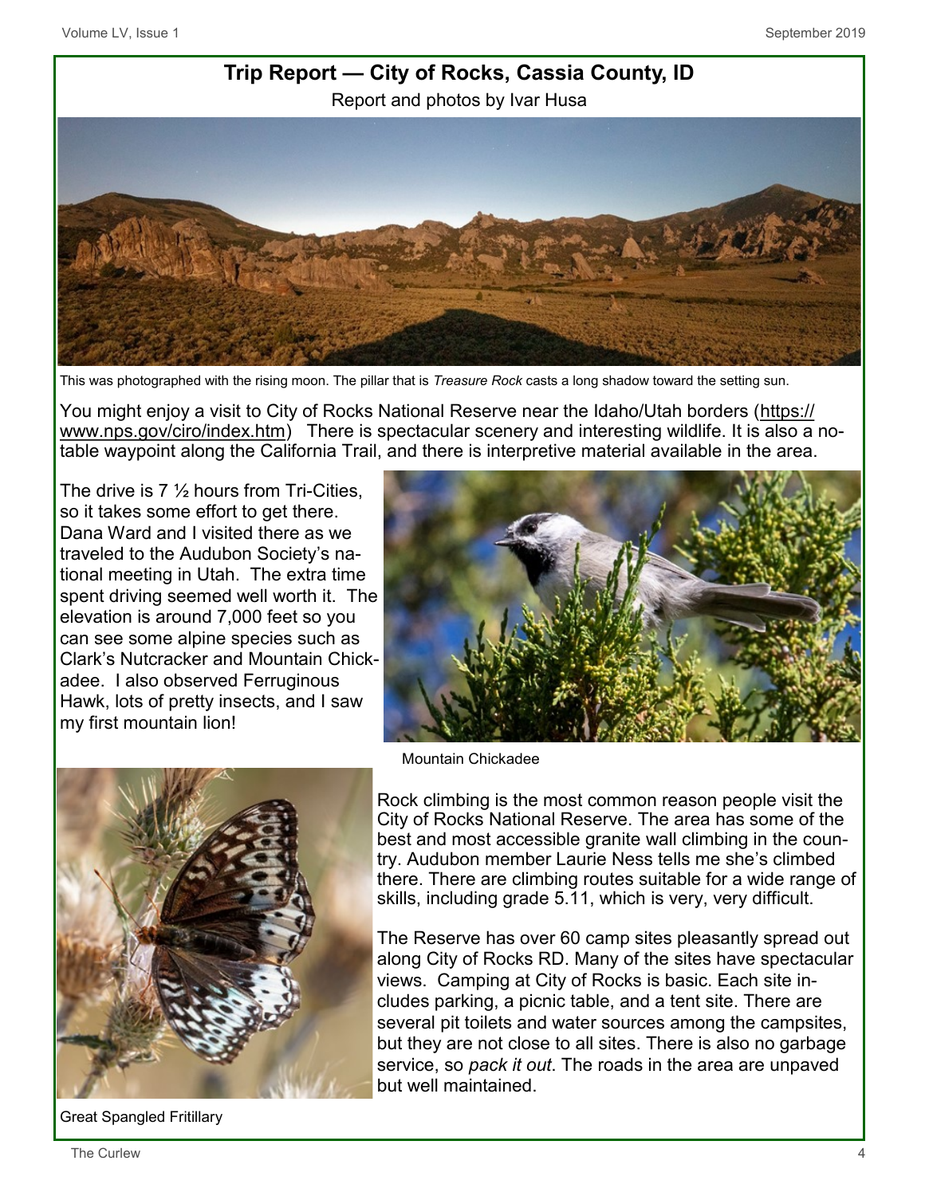## Trip Report — City of Rocks, Cassia County, ID

Report and photos by Ivar Husa

This was photographed with the rising moon. The pillar that is *Treasure Rock* casts a long shadow toward the setting sun.

You might enjoy a visit to City of Rocks National Reserve near the Idaho/Utah borders (https://www.nps.gov/ciro/index.htm) There is spectacular scenery and interesting wildlife. It is also a notable waypoint along the California Trail, and there is interpretive material available in the area.

The drive is 7 ½ hours from Tri-Cities, so it takes some effort to get there. Dana Ward and I visited there as we traveled to the Audubon Society's national meeting in Utah. The extra time spent driving seemed well worth it. The elevation is around 7,000 feet so you can see some alpine species such as Clark's Nutcracker and Mountain Chickadee. I also observed Ferruginous Hawk, lots of pretty insects, and I saw my first mountain lion!

Mountain Chickadee

Rock climbing is the most common reason people visit the City of Rocks National Reserve. The area has some of the best and most accessible granite wall climbing in the country. Audubon member Laurie Ness tells me she's climbed there. There are climbing routes suitable for a wide range of skills, including grade 5.11, which is very, very difficult.

The Reserve has over 60 camp sites pleasantly spread out along City of Rocks RD. Many of the sites have spectacular views. Camping at City of Rocks is basic. Each site includes parking, a picnic table, and a tent site. There are several pit toilets and water sources among the campsites, but they are not close to all sites. There is also no garbage service, so *pack it out*. The roads in the area are unpaved but well maintained.

Great Spangled Fritillary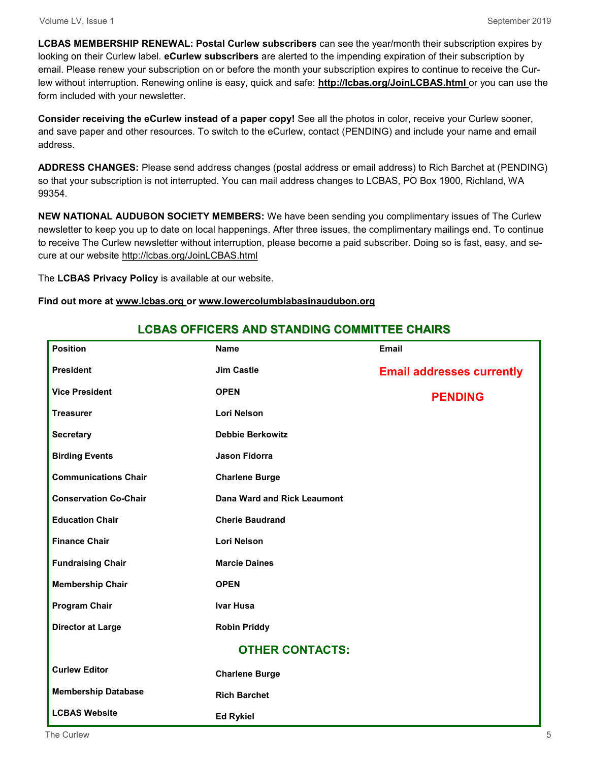**LCBAS MEMBERSHIP RENEWAL: Postal Curlew subscribers** can see the year/month their subscription expires by looking on their Curlew label. **eCurlew subscribers** are alerted to the impending expiration of their subscription by email. Please renew your subscription on or before the month your subscription expires to continue to receive the Curlew without interruption. Renewing online is easy, quick and safe: **http://lcbas.org/JoinLCBAS.html** or you can use the form included with your newsletter.

**Consider receiving the eCurlew instead of a paper copy!** See all the photos in color, receive your Curlew sooner, and save paper and other resources. To switch to the eCurlew, contact (PENDING) and include your name and email address.

**ADDRESS CHANGES:** Please send address changes (postal address or email address) to Rich Barchet at (PENDING) so that your subscription is not interrupted. You can mail address changes to LCBAS, PO Box 1900, Richland, WA 99354.

**NEW NATIONAL AUDUBON SOCIETY MEMBERS:** We have been sending you complimentary issues of The Curlew newsletter to keep you up to date on local happenings. After three issues, the complimentary mailings end. To continue to receive The Curlew newsletter without interruption, please become a paid subscriber. Doing so is fast, easy, and secure at our website http://lcbas.org/JoinLCBAS.html

The **LCBAS Privacy Policy** is available at our website.

**Find out more at www.lcbas.org or www.lowercolumbiabasinaudubon.org**

## LCBAS OFFICERS AND STANDING COMMITTEE CHAIRS

| Position | Name | Email |
|---|---|---|
| **President** | **Jim Castle** | **Email addresses currently PENDING** |
| **Vice President** | **OPEN** | |
| **Treasurer** | **Lori Nelson** | |
| **Secretary** | **Debbie Berkowitz** | |
| **Birding Events** | **Jason Fidorra** | |
| **Communications Chair** | **Charlene Burge** | |
| **Conservation Co-Chair** | **Dana Ward and Rick Leaumont** | |
| **Education Chair** | **Cherie Baudrand** | |
| **Finance Chair** | **Lori Nelson** | |
| **Fundraising Chair** | **Marcie Daines** | |
| **Membership Chair** | **OPEN** | |
| **Program Chair** | **Ivar Husa** | |
| **Director at Large** | **Robin Priddy** | |
| | **OTHER CONTACTS:** | |
| **Curlew Editor** | **Charlene Burge** | |
| **Membership Database** | **Rich Barchet** | |
| **LCBAS Website** | **Ed Rykiel** | |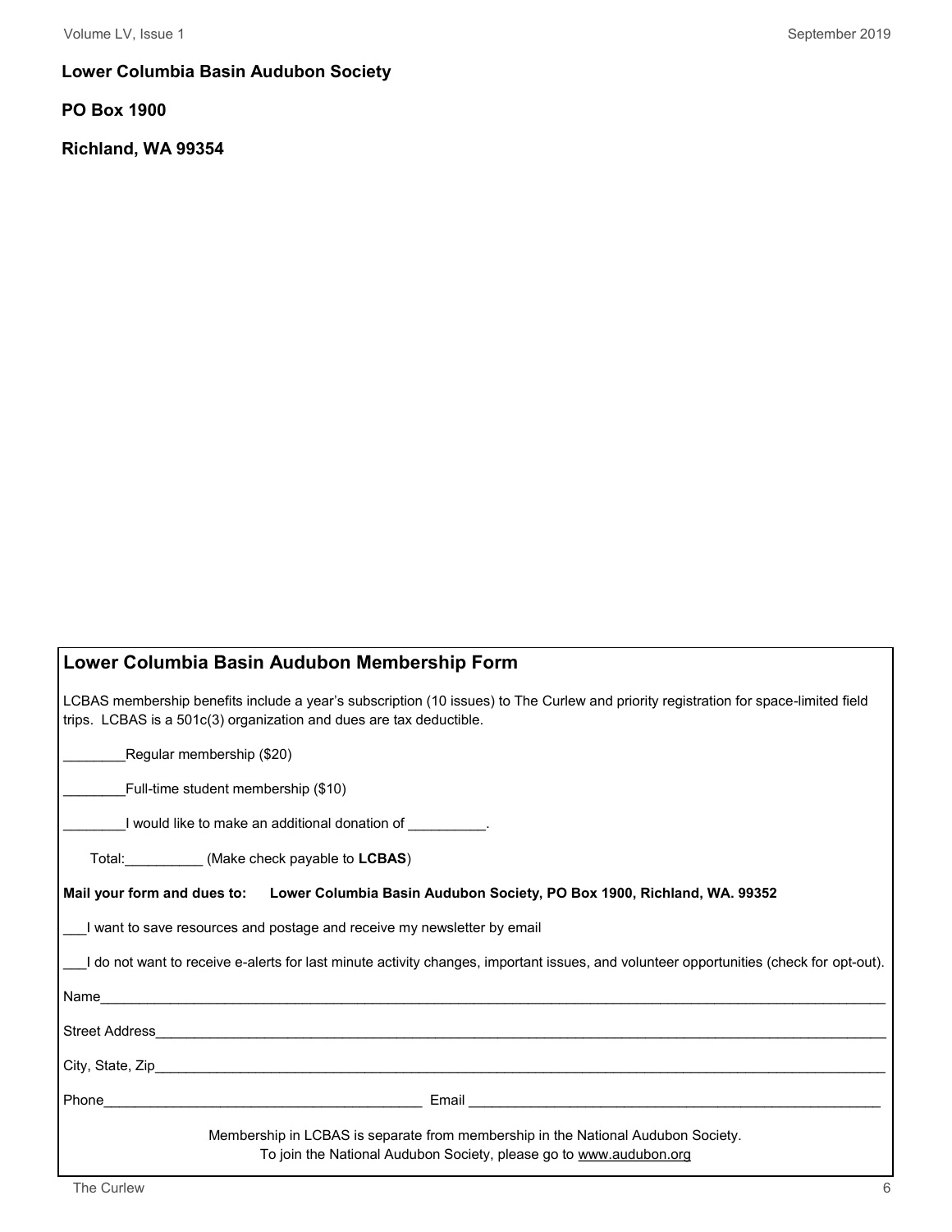**Lower Columbia Basin Audubon Society**

**PO Box 1900**

**Richland, WA 99354**

## Lower Columbia Basin Audubon Membership Form

LCBAS membership benefits include a year's subscription (10 issues) to The Curlew and priority registration for space-limited field trips. LCBAS is a 501c(3) organization and dues are tax deductible.

________Regular membership ($20)

________Full-time student membership ($10)

________I would like to make an additional donation of __________.

Total:__________ (Make check payable to **LCBAS**)

**Mail your form and dues to: Lower Columbia Basin Audubon Society, PO Box 1900, Richland, WA. 99352**

___I want to save resources and postage and receive my newsletter by email

___I do not want to receive e-alerts for last minute activity changes, important issues, and volunteer opportunities (check for opt-out).

Name________________________________________________________________________________

Street Address__________________________________________________________________________

City, State, Zip_________________________________________________________________________

Phone__________________________________________ Email ______________________________________________________

Membership in LCBAS is separate from membership in the National Audubon Society.
To join the National Audubon Society, please go to www.audubon.org